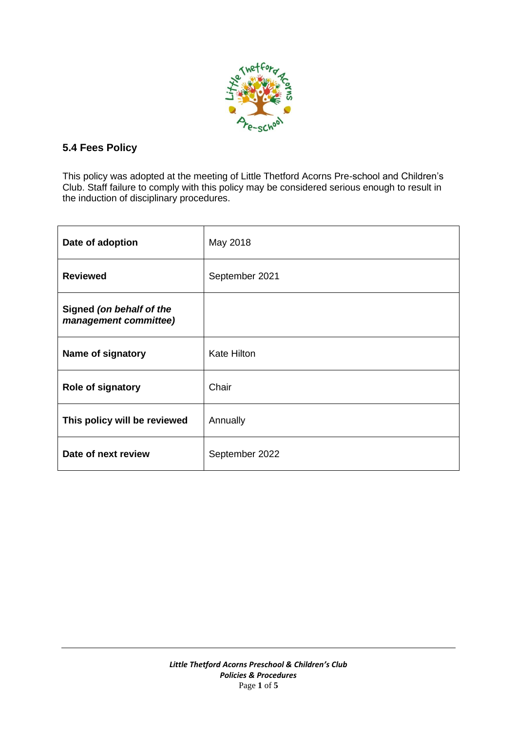## 5.4 Fees Policy

This policy was adopted at the meeting of Little Thetford Acorns Pre-school and Children's Club. Staff failure to comply with this policy may be considered serious enough to result in the induction of disciplinary procedures.

| **Date of adoption** | May 2018 |
|---|---|
| **Reviewed** | September 2021 |
| **Signed *(on behalf of the management committee)*** | |
| **Name of signatory** | Kate Hilton |
| **Role of signatory** | Chair |
| **This policy will be reviewed** | Annually |
| **Date of next review** | September 2022 |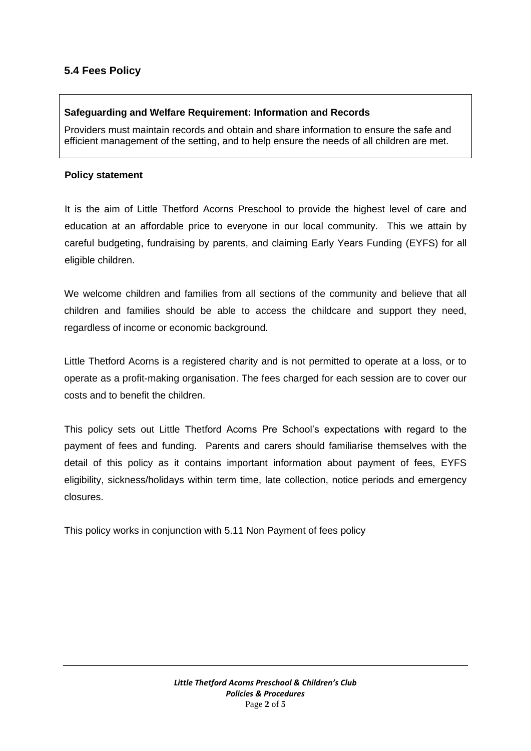## 5.4 Fees Policy

**Safeguarding and Welfare Requirement: Information and Records**

Providers must maintain records and obtain and share information to ensure the safe and efficient management of the setting, and to help ensure the needs of all children are met.

### Policy statement

It is the aim of Little Thetford Acorns Preschool to provide the highest level of care and education at an affordable price to everyone in our local community. This we attain by careful budgeting, fundraising by parents, and claiming Early Years Funding (EYFS) for all eligible children.

We welcome children and families from all sections of the community and believe that all children and families should be able to access the childcare and support they need, regardless of income or economic background.

Little Thetford Acorns is a registered charity and is not permitted to operate at a loss, or to operate as a profit-making organisation. The fees charged for each session are to cover our costs and to benefit the children.

This policy sets out Little Thetford Acorns Pre School's expectations with regard to the payment of fees and funding. Parents and carers should familiarise themselves with the detail of this policy as it contains important information about payment of fees, EYFS eligibility, sickness/holidays within term time, late collection, notice periods and emergency closures.

This policy works in conjunction with 5.11 Non Payment of fees policy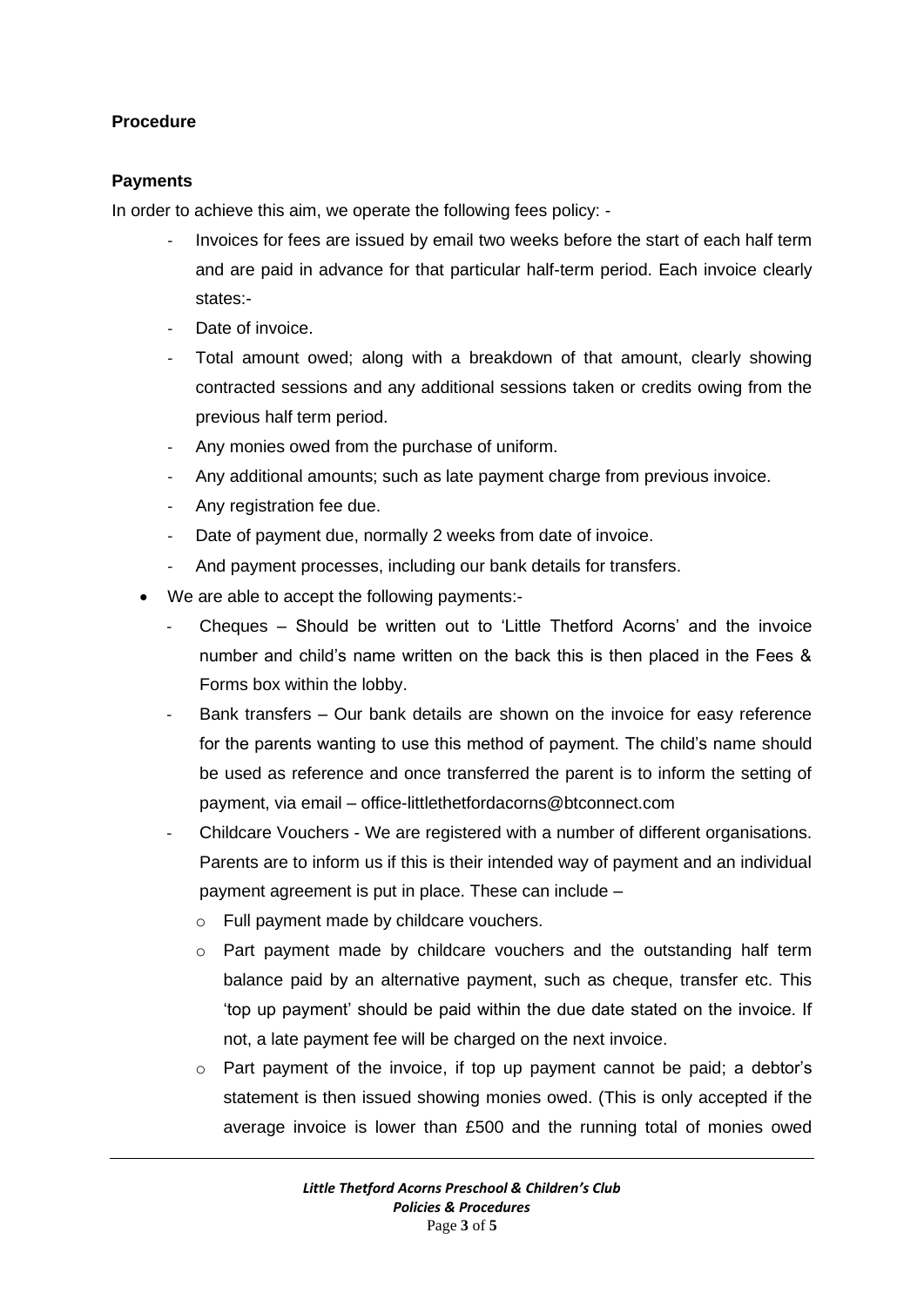**Procedure**

**Payments**

In order to achieve this aim, we operate the following fees policy: -

- Invoices for fees are issued by email two weeks before the start of each half term and are paid in advance for that particular half-term period. Each invoice clearly states:-
- Date of invoice.
- Total amount owed; along with a breakdown of that amount, clearly showing contracted sessions and any additional sessions taken or credits owing from the previous half term period.
- Any monies owed from the purchase of uniform.
- Any additional amounts; such as late payment charge from previous invoice.
- Any registration fee due.
- Date of payment due, normally 2 weeks from date of invoice.
- And payment processes, including our bank details for transfers.

- We are able to accept the following payments:-
  - Cheques – Should be written out to 'Little Thetford Acorns' and the invoice number and child's name written on the back this is then placed in the Fees & Forms box within the lobby.
  - Bank transfers – Our bank details are shown on the invoice for easy reference for the parents wanting to use this method of payment. The child's name should be used as reference and once transferred the parent is to inform the setting of payment, via email – office-littlethetfordacorns@btconnect.com
  - Childcare Vouchers - We are registered with a number of different organisations. Parents are to inform us if this is their intended way of payment and an individual payment agreement is put in place. These can include –
    - Full payment made by childcare vouchers.
    - Part payment made by childcare vouchers and the outstanding half term balance paid by an alternative payment, such as cheque, transfer etc. This 'top up payment' should be paid within the due date stated on the invoice. If not, a late payment fee will be charged on the next invoice.
    - Part payment of the invoice, if top up payment cannot be paid; a debtor's statement is then issued showing monies owed. (This is only accepted if the average invoice is lower than £500 and the running total of monies owed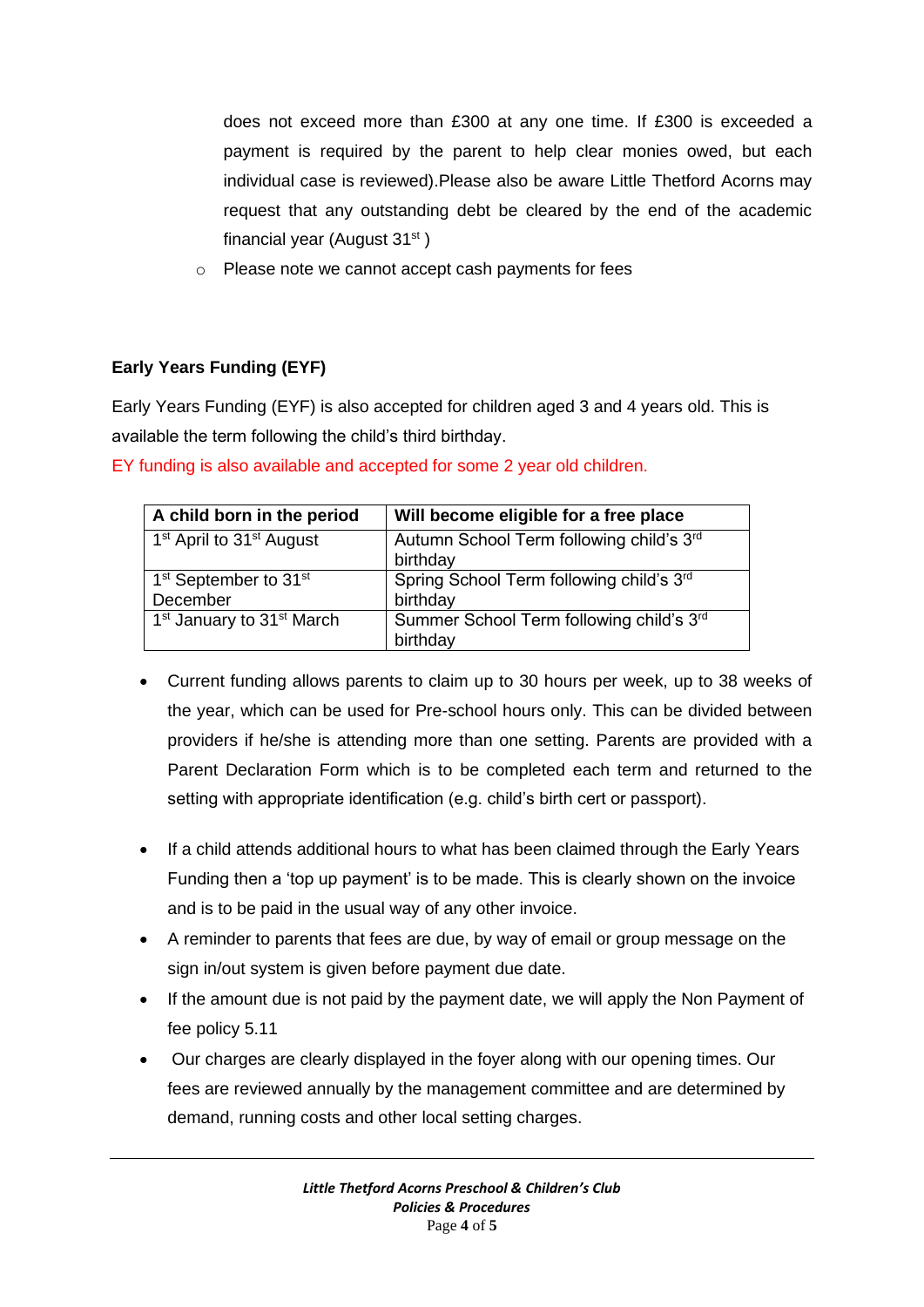does not exceed more than £300 at any one time. If £300 is exceeded a payment is required by the parent to help clear monies owed, but each individual case is reviewed).Please also be aware Little Thetford Acorns may request that any outstanding debt be cleared by the end of the academic financial year (August 31st )

- Please note we cannot accept cash payments for fees

**Early Years Funding (EYF)**

Early Years Funding (EYF) is also accepted for children aged 3 and 4 years old. This is available the term following the child's third birthday.

EY funding is also available and accepted for some 2 year old children.

| A child born in the period | Will become eligible for a free place |
|---|---|
| 1st April to 31st August | Autumn School Term following child's 3rd birthday |
| 1st September to 31st December | Spring School Term following child's 3rd birthday |
| 1st January to 31st March | Summer School Term following child's 3rd birthday |

- Current funding allows parents to claim up to 30 hours per week, up to 38 weeks of the year, which can be used for Pre-school hours only. This can be divided between providers if he/she is attending more than one setting. Parents are provided with a Parent Declaration Form which is to be completed each term and returned to the setting with appropriate identification (e.g. child's birth cert or passport).

- If a child attends additional hours to what has been claimed through the Early Years Funding then a 'top up payment' is to be made. This is clearly shown on the invoice and is to be paid in the usual way of any other invoice.
- A reminder to parents that fees are due, by way of email or group message on the sign in/out system is given before payment due date.
- If the amount due is not paid by the payment date, we will apply the Non Payment of fee policy 5.11
- Our charges are clearly displayed in the foyer along with our opening times. Our fees are reviewed annually by the management committee and are determined by demand, running costs and other local setting charges.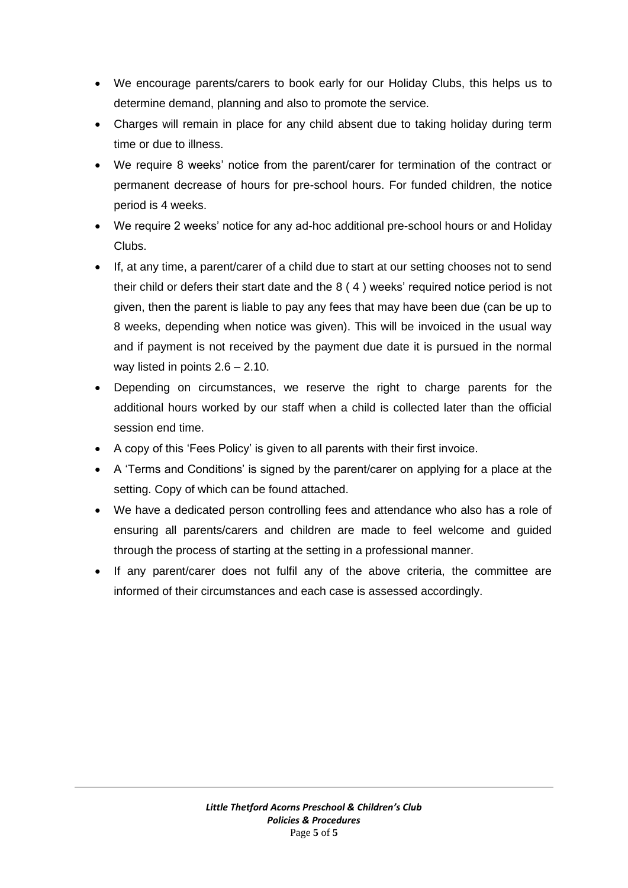- We encourage parents/carers to book early for our Holiday Clubs, this helps us to determine demand, planning and also to promote the service.
- Charges will remain in place for any child absent due to taking holiday during term time or due to illness.
- We require 8 weeks' notice from the parent/carer for termination of the contract or permanent decrease of hours for pre-school hours. For funded children, the notice period is 4 weeks.
- We require 2 weeks' notice for any ad-hoc additional pre-school hours or and Holiday Clubs.
- If, at any time, a parent/carer of a child due to start at our setting chooses not to send their child or defers their start date and the 8 ( 4 ) weeks' required notice period is not given, then the parent is liable to pay any fees that may have been due (can be up to 8 weeks, depending when notice was given). This will be invoiced in the usual way and if payment is not received by the payment due date it is pursued in the normal way listed in points 2.6 – 2.10.
- Depending on circumstances, we reserve the right to charge parents for the additional hours worked by our staff when a child is collected later than the official session end time.
- A copy of this 'Fees Policy' is given to all parents with their first invoice.
- A 'Terms and Conditions' is signed by the parent/carer on applying for a place at the setting. Copy of which can be found attached.
- We have a dedicated person controlling fees and attendance who also has a role of ensuring all parents/carers and children are made to feel welcome and guided through the process of starting at the setting in a professional manner.
- If any parent/carer does not fulfil any of the above criteria, the committee are informed of their circumstances and each case is assessed accordingly.